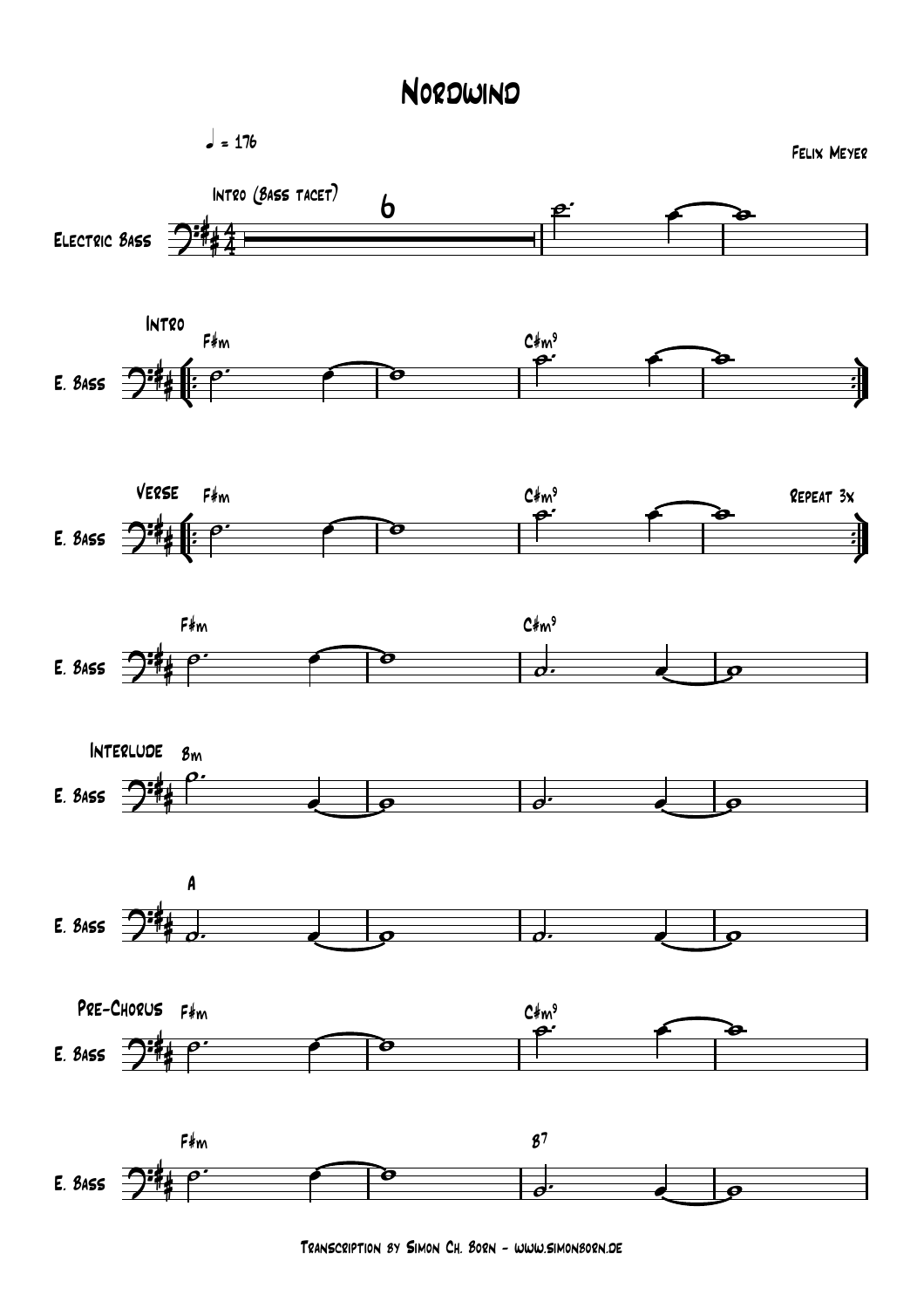# Nordwind

♩ = 176

Felix Meyer

Intro (Bass tacet) — 6

Electric Bass

**Intro**
F♯m — C♯m9

**Verse**
F♯m — C♯m9 — Repeat 3x

F♯m — C♯m9

**Interlude**
Bm

A

**Pre-Chorus**
F♯m — C♯m9

F♯m — B7

Transcription by Simon Ch. Born - www.simonborn.de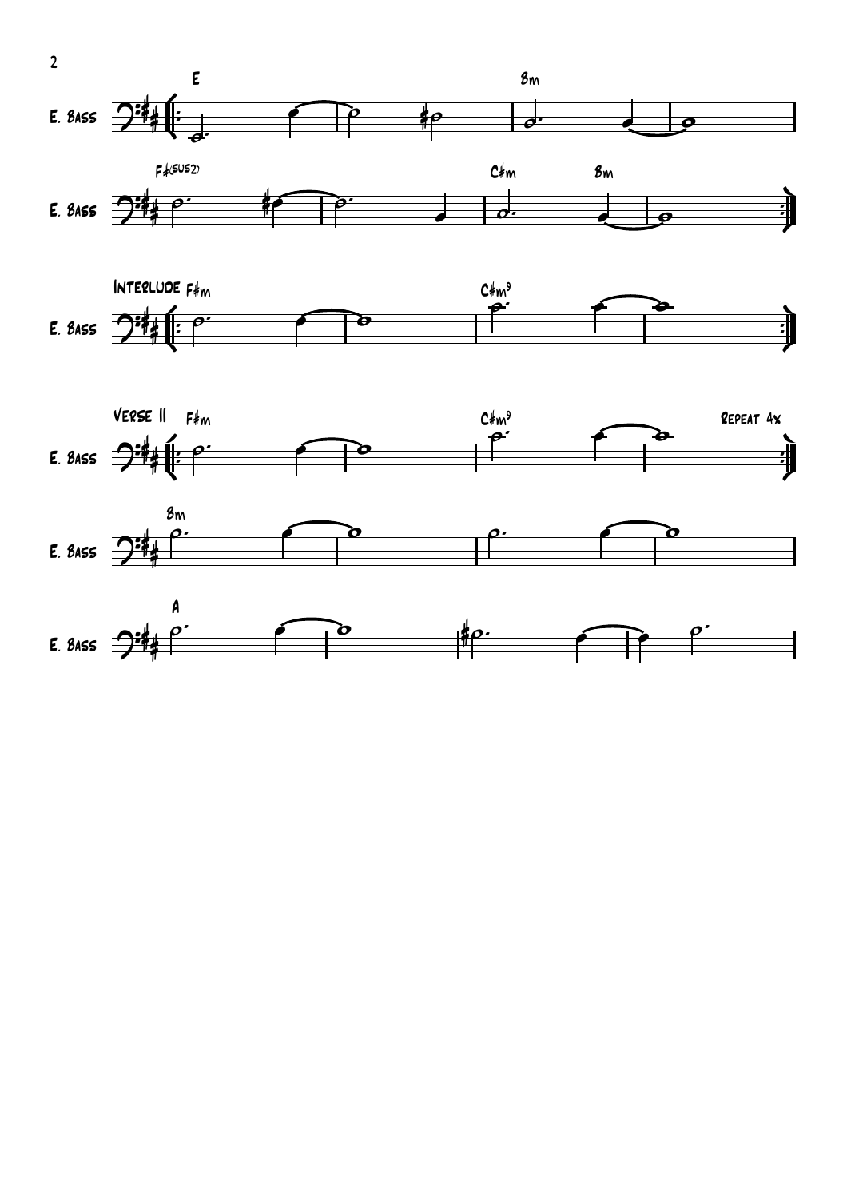E. Bass

E — Bm

F#(sus2) — C#m — Bm

Interlude

F#m — C#m9

Verse II

F#m — C#m9

Repeat 4x

Bm

A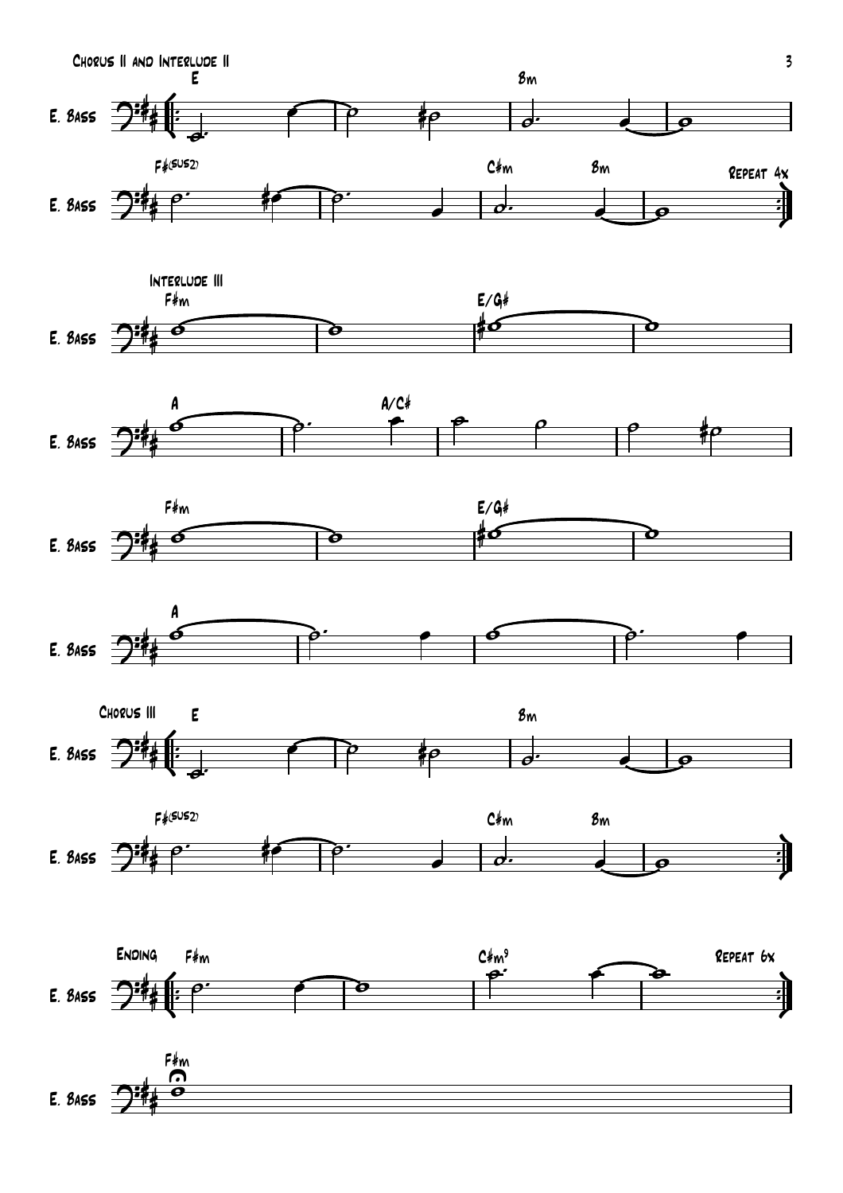Chorus II and Interlude II

E Bm

E. Bass

F#(sus2) C#m Bm Repeat 4x

E. Bass

Interlude III

F#m E/G#

E. Bass

A A/C#

E. Bass

F#m E/G#

E. Bass

A

E. Bass

Chorus III E Bm

E. Bass

F#(sus2) C#m Bm

E. Bass

Ending F#m C#m9 Repeat 6x

E. Bass

F#m

E. Bass